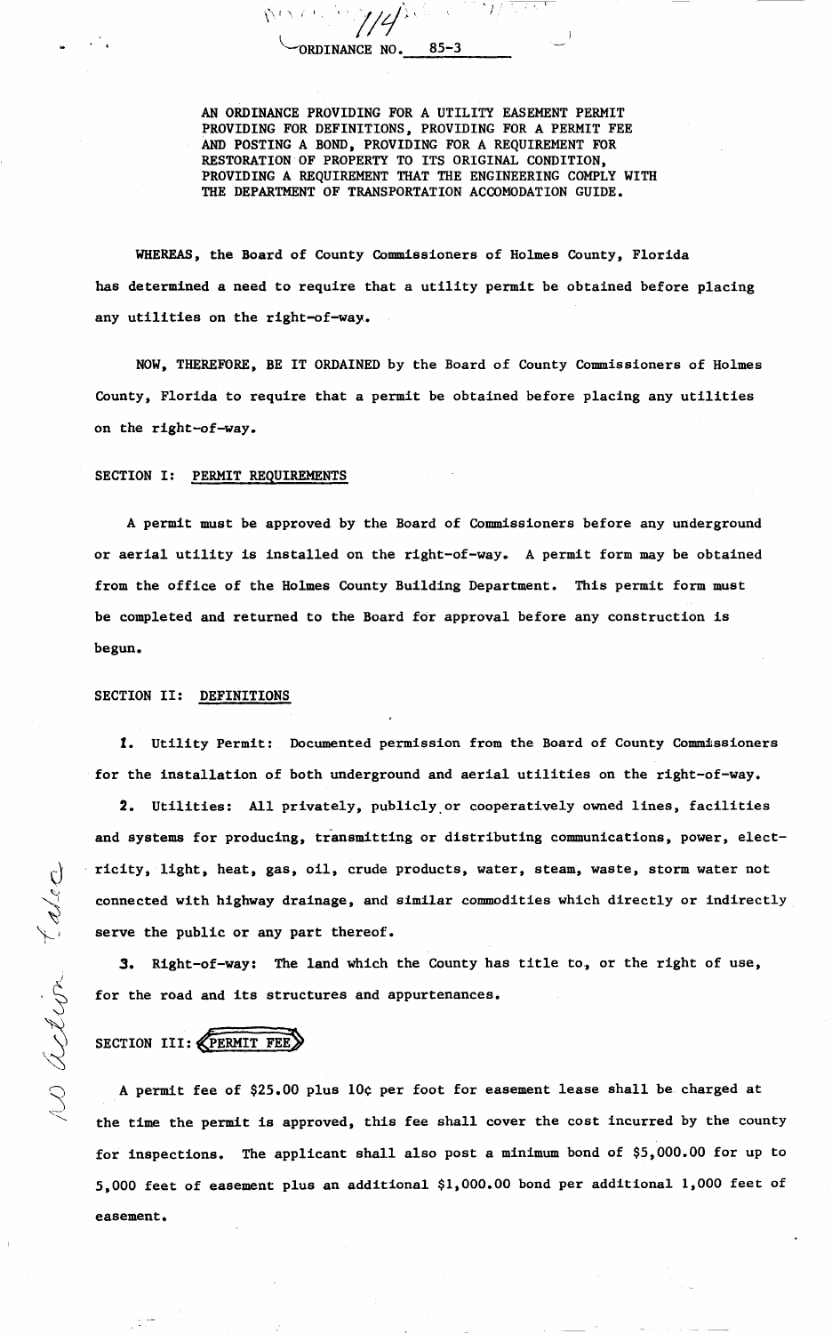# ORDINANCE NO. 85-3

AN ORDINANCE PROVIDING FOR A UTILITY EASEMENT PERMIT PROVIDING FOR DEFINITIONS, PROVIDING FOR A PERMIT FEE AND POSTING A BOND, PROVIDING FOR A REQUIREMENT FOR RESTORATION OF PROPERTY TO ITS ORIGINAL CONDITION, PROVIDING A REQUIREMENT THAT THE ENGINEERING COMPLY WITH THE DEPARTMENT OF TRANSPORTATION ACCOMODATION GUIDE.

WHEREAS, the Board of County Commissioners of Holmes County, Florida has determined a need to require that a utility permit be obtained before placing any utilities on the right-of-way.

NOW, THEREFORE, BE IT ORDAINED by the Board of County Commissioners of Holmes County, Florida to require that a permit be obtained before placing any utilities on the right-of-way.

## SECTION I: PERMIT REQUIREMENTS

A permit must be approved by the Board of Commissioners before any underground or aerial utility is installed on the right-of-way. A permit form may be obtained from the office of the Holmes County Building Department. This permit form must be completed and returned to the Board for approval before any construction is begun.

## SECTION II: DEFINITIONS

1. Utility Permit: Documented permission from the Board of County Commissioners for the installation of both underground and aerial utilities on the right-of-way.

2. Utilities: All privately, publicly or cooperatively owned lines, facilities and systems for producing, transmitting or distributing communications, power, electricity, light, heat, gas, oil, crude products, water, steam, waste, storm water not connected with highway drainage, and similar commodities which directly or indirectly serve the public or any part thereof.

3. Right-of-way: The land which the County has title to, or the right of use, for the road and its structures and appurtenances.

## SECTION III: PERMIT FEE

A permit fee of $25.00 plus 10¢ per foot for easement lease shall be charged at the time the permit is approved, this fee shall cover the cost incurred by the county for inspections. The applicant shall also post a minimum bond of $5,000.00 for up to 5,000 feet of easement plus an additional $1,000.00 bond per additional 1,000 feet of easement.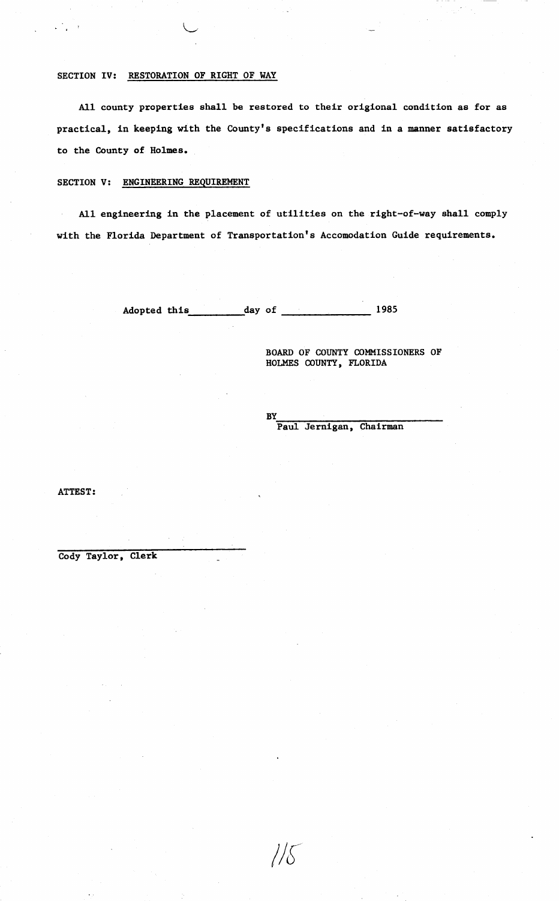SECTION IV: RESTORATION OF RIGHT OF WAY

All county properties shall be restored to their origional condition as for as practical, in keeping with the County's specifications and in a manner satisfactory to the County of Holmes.

SECTION V: ENGINEERING REQUIREMENT

All engineering in the placement of utilities on the right-of-way shall comply with the Florida Department of Transportation's Accomodation Guide requirements.

Adopted this_________day of _______________ 1985

BOARD OF COUNTY COMMISSIONERS OF
HOLMES COUNTY, FLORIDA

BY_____________________________
Paul Jernigan, Chairman

ATTEST:

_____________________________
Cody Taylor, Clerk